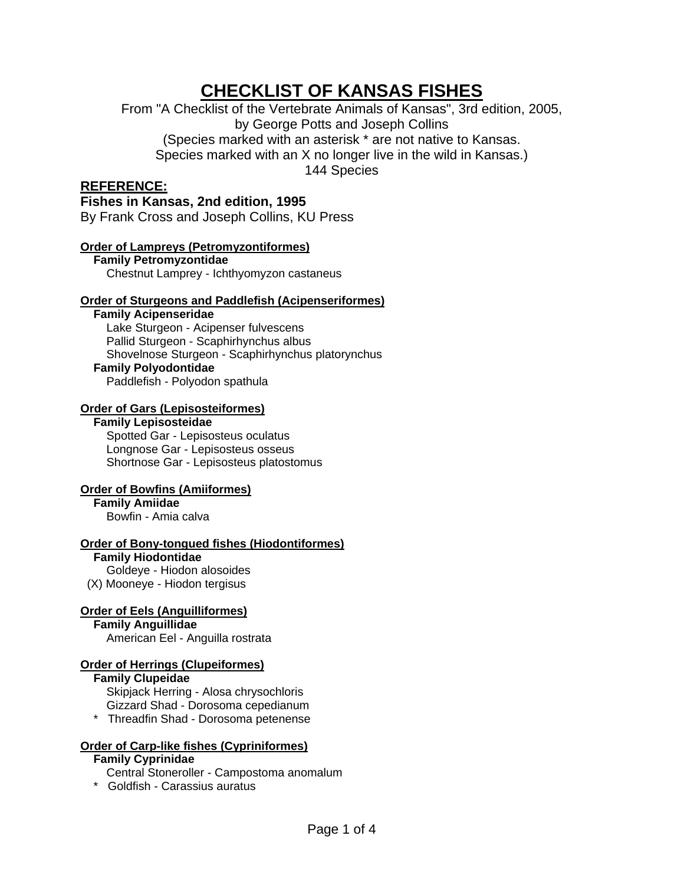# CHECKLIST OF KANSAS FISHES

From "A Checklist of the Vertebrate Animals of Kansas", 3rd edition, 2005,
by George Potts and Joseph Collins
(Species marked with an asterisk * are not native to Kansas.
Species marked with an X no longer live in the wild in Kansas.)
144 Species

## REFERENCE:

**Fishes in Kansas, 2nd edition, 1995**
By Frank Cross and Joseph Collins, KU Press

**Order of Lampreys (Petromyzontiformes)**

**Family Petromyzontidae**
- Chestnut Lamprey - Ichthyomyzon castaneus

**Order of Sturgeons and Paddlefish (Acipenseriformes)**

**Family Acipenseridae**
- Lake Sturgeon - Acipenser fulvescens
- Pallid Sturgeon - Scaphirhynchus albus
- Shovelnose Sturgeon - Scaphirhynchus platorynchus

**Family Polyodontidae**
- Paddlefish - Polyodon spathula

**Order of Gars (Lepisosteiformes)**

**Family Lepisosteidae**
- Spotted Gar - Lepisosteus oculatus
- Longnose Gar - Lepisosteus osseus
- Shortnose Gar - Lepisosteus platostomus

**Order of Bowfins (Amiiformes)**

**Family Amiidae**
- Bowfin - Amia calva

**Order of Bony-tongued fishes (Hiodontiformes)**

**Family Hiodontidae**
- Goldeye - Hiodon alosoides
- (X) Mooneye - Hiodon tergisus

**Order of Eels (Anguilliformes)**

**Family Anguillidae**
- American Eel - Anguilla rostrata

**Order of Herrings (Clupeiformes)**

**Family Clupeidae**
- Skipjack Herring - Alosa chrysochloris
- Gizzard Shad - Dorosoma cepedianum
- * Threadfin Shad - Dorosoma petenense

**Order of Carp-like fishes (Cypriniformes)**

**Family Cyprinidae**
- Central Stoneroller - Campostoma anomalum
- * Goldfish - Carassius auratus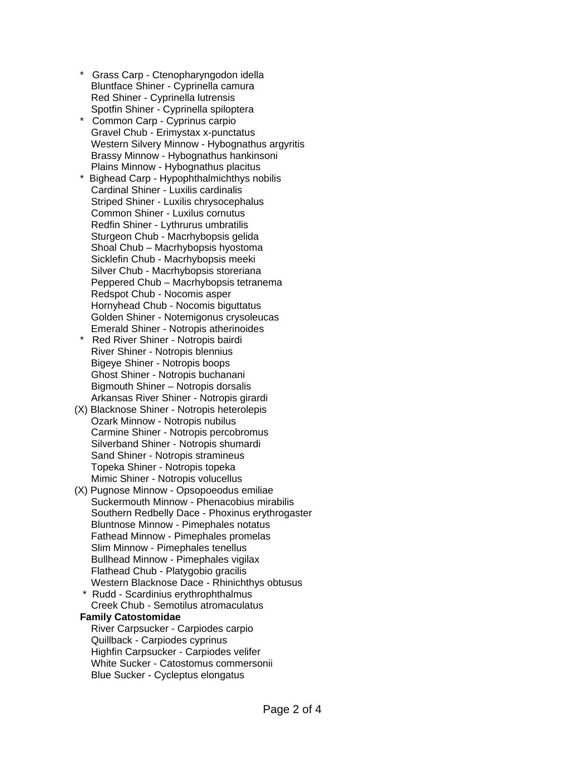\* Grass Carp - Ctenopharyngodon idella
Bluntface Shiner - Cyprinella camura
Red Shiner - Cyprinella lutrensis
Spotfin Shiner - Cyprinella spiloptera
\* Common Carp - Cyprinus carpio
Gravel Chub - Erimystax x-punctatus
Western Silvery Minnow - Hybognathus argyritis
Brassy Minnow - Hybognathus hankinsoni
Plains Minnow - Hybognathus placitus
\* Bighead Carp - Hypophthalmichthys nobilis
Cardinal Shiner - Luxilis cardinalis
Striped Shiner - Luxilis chrysocephalus
Common Shiner - Luxilus cornutus
Redfin Shiner - Lythrurus umbratilis
Sturgeon Chub - Macrhybopsis gelida
Shoal Chub – Macrhybopsis hyostoma
Sicklefin Chub - Macrhybopsis meeki
Silver Chub - Macrhybopsis storeriana
Peppered Chub – Macrhybopsis tetranema
Redspot Chub - Nocomis asper
Hornyhead Chub - Nocomis biguttatus
Golden Shiner - Notemigonus crysoleucas
Emerald Shiner - Notropis atherinoides
\* Red River Shiner - Notropis bairdi
River Shiner - Notropis blennius
Bigeye Shiner - Notropis boops
Ghost Shiner - Notropis buchanani
Bigmouth Shiner – Notropis dorsalis
Arkansas River Shiner - Notropis girardi
(X) Blacknose Shiner - Notropis heterolepis
Ozark Minnow - Notropis nubilus
Carmine Shiner - Notropis percobromus
Silverband Shiner - Notropis shumardi
Sand Shiner - Notropis stramineus
Topeka Shiner - Notropis topeka
Mimic Shiner - Notropis volucellus
(X) Pugnose Minnow - Opsopoeodus emiliae
Suckermouth Minnow - Phenacobius mirabilis
Southern Redbelly Dace - Phoxinus erythrogaster
Bluntnose Minnow - Pimephales notatus
Fathead Minnow - Pimephales promelas
Slim Minnow - Pimephales tenellus
Bullhead Minnow - Pimephales vigilax
Flathead Chub - Platygobio gracilis
Western Blacknose Dace - Rhinichthys obtusus
\* Rudd - Scardinius erythrophthalmus
Creek Chub - Semotilus atromaculatus

**Family Catostomidae**

River Carpsucker - Carpiodes carpio
Quillback - Carpiodes cyprinus
Highfin Carpsucker - Carpiodes velifer
White Sucker - Catostomus commersonii
Blue Sucker - Cycleptus elongatus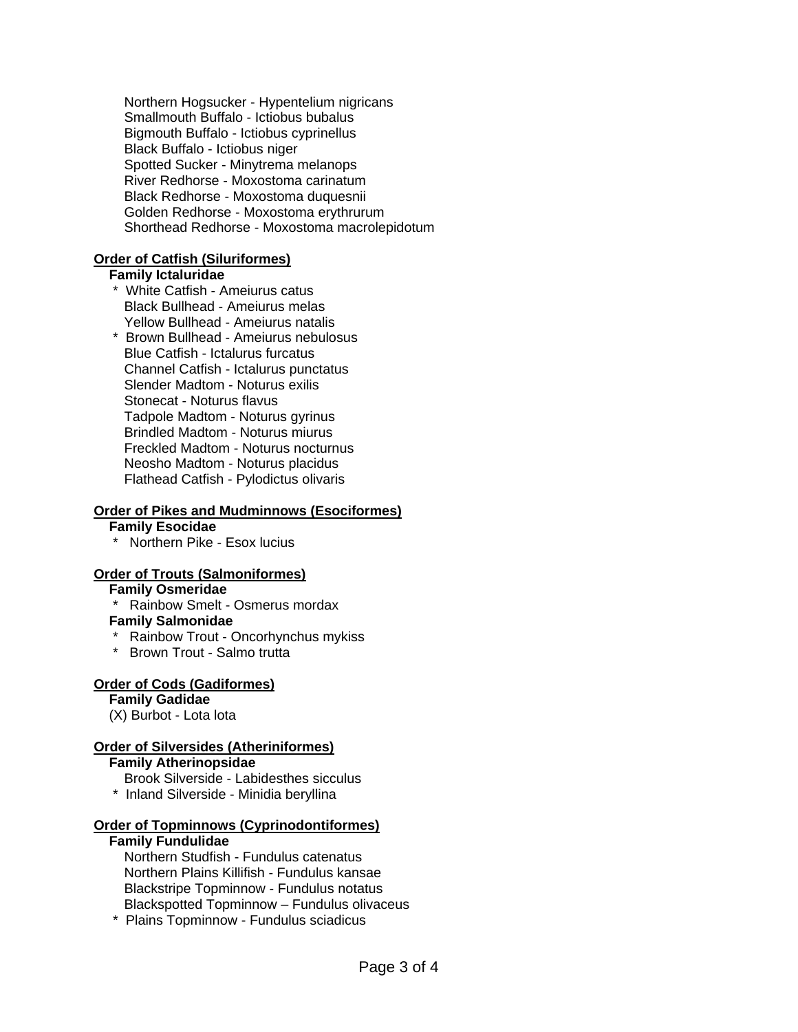Northern Hogsucker - Hypentelium nigricans
Smallmouth Buffalo - Ictiobus bubalus
Bigmouth Buffalo - Ictiobus cyprinellus
Black Buffalo - Ictiobus niger
Spotted Sucker - Minytrema melanops
River Redhorse - Moxostoma carinatum
Black Redhorse - Moxostoma duquesnii
Golden Redhorse - Moxostoma erythrurum
Shorthead Redhorse - Moxostoma macrolepidotum

**Order of Catfish (Siluriformes)**

**Family Ictaluridae**

\* White Catfish - Ameiurus catus
Black Bullhead - Ameiurus melas
Yellow Bullhead - Ameiurus natalis
\* Brown Bullhead - Ameiurus nebulosus
Blue Catfish - Ictalurus furcatus
Channel Catfish - Ictalurus punctatus
Slender Madtom - Noturus exilis
Stonecat - Noturus flavus
Tadpole Madtom - Noturus gyrinus
Brindled Madtom - Noturus miurus
Freckled Madtom - Noturus nocturnus
Neosho Madtom - Noturus placidus
Flathead Catfish - Pylodictus olivaris

**Order of Pikes and Mudminnows (Esociformes)**

**Family Esocidae**

\* Northern Pike - Esox lucius

**Order of Trouts (Salmoniformes)**

**Family Osmeridae**

\* Rainbow Smelt - Osmerus mordax

**Family Salmonidae**

\* Rainbow Trout - Oncorhynchus mykiss
\* Brown Trout - Salmo trutta

**Order of Cods (Gadiformes)**

**Family Gadidae**

(X) Burbot - Lota lota

**Order of Silversides (Atheriniformes)**

**Family Atherinopsidae**

Brook Silverside - Labidesthes sicculus
\* Inland Silverside - Minidia beryllina

**Order of Topminnows (Cyprinodontiformes)**

**Family Fundulidae**

Northern Studfish - Fundulus catenatus
Northern Plains Killifish - Fundulus kansae
Blackstripe Topminnow - Fundulus notatus
Blackspotted Topminnow – Fundulus olivaceus
\* Plains Topminnow - Fundulus sciadicus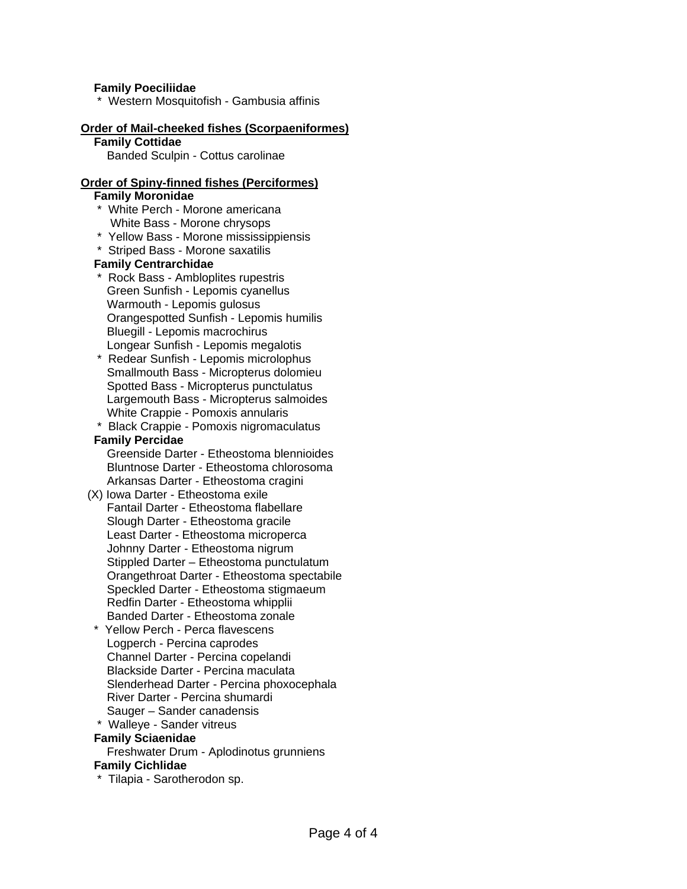**Family Poeciliidae**

* Western Mosquitofish - Gambusia affinis

**Order of Mail-cheeked fishes (Scorpaeniformes)**

**Family Cottidae**

Banded Sculpin - Cottus carolinae

**Order of Spiny-finned fishes (Perciformes)**

**Family Moronidae**

* White Perch - Morone americana
White Bass - Morone chrysops
* Yellow Bass - Morone mississippiensis
* Striped Bass - Morone saxatilis

**Family Centrarchidae**

* Rock Bass - Ambloplites rupestris
Green Sunfish - Lepomis cyanellus
Warmouth - Lepomis gulosus
Orangespotted Sunfish - Lepomis humilis
Bluegill - Lepomis macrochirus
Longear Sunfish - Lepomis megalotis
* Redear Sunfish - Lepomis microlophus
Smallmouth Bass - Micropterus dolomieu
Spotted Bass - Micropterus punctulatus
Largemouth Bass - Micropterus salmoides
White Crappie - Pomoxis annularis
* Black Crappie - Pomoxis nigromaculatus

**Family Percidae**

Greenside Darter - Etheostoma blennioides
Bluntnose Darter - Etheostoma chlorosoma
Arkansas Darter - Etheostoma cragini
(X) Iowa Darter - Etheostoma exile
Fantail Darter - Etheostoma flabellare
Slough Darter - Etheostoma gracile
Least Darter - Etheostoma microperca
Johnny Darter - Etheostoma nigrum
Stippled Darter – Etheostoma punctulatum
Orangethroat Darter - Etheostoma spectabile
Speckled Darter - Etheostoma stigmaeum
Redfin Darter - Etheostoma whipplii
Banded Darter - Etheostoma zonale
* Yellow Perch - Perca flavescens
Logperch - Percina caprodes
Channel Darter - Percina copelandi
Blackside Darter - Percina maculata
Slenderhead Darter - Percina phoxocephala
River Darter - Percina shumardi
Sauger – Sander canadensis
* Walleye - Sander vitreus

**Family Sciaenidae**

Freshwater Drum - Aplodinotus grunniens

**Family Cichlidae**

* Tilapia - Sarotherodon sp.